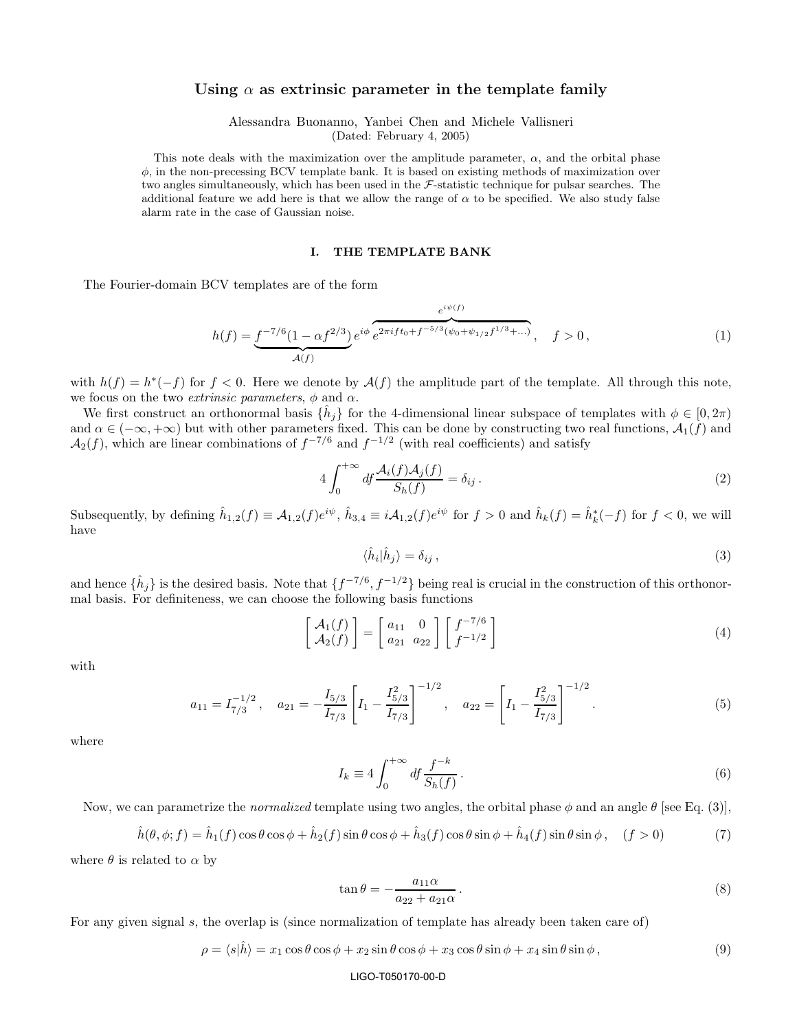# Using $\alpha$ as extrinsic parameter in the template family

Alessandra Buonanno, Yanbei Chen and Michele Vallisneri

(Dated: February 4, 2005)

This note deals with the maximization over the amplitude parameter, $\alpha$, and the orbital phase $\phi$, in the non-precessing BCV template bank. It is based on existing methods of maximization over two angles simultaneously, which has been used in the $\mathcal{F}$-statistic technique for pulsar searches. The additional feature we add here is that we allow the range of $\alpha$ to be specified. We also study false alarm rate in the case of Gaussian noise.

## I. THE TEMPLATE BANK

The Fourier-domain BCV templates are of the form

$$h(f) = \underbrace{f^{-7/6}(1 - \alpha f^{2/3})}_{\mathcal{A}(f)} e^{i\phi} \overbrace{e^{2\pi i f t_0 + f^{-5/3}(\psi_0 + \psi_{1/2} f^{1/3} + \ldots)}}^{e^{i\psi(f)}}, \quad f > 0, \tag{1}$$

with $h(f) = h^*(-f)$ for $f < 0$. Here we denote by $\mathcal{A}(f)$ the amplitude part of the template. All through this note, we focus on the two *extrinsic parameters*, $\phi$ and $\alpha$.

We first construct an orthonormal basis $\{\hat{h}_j\}$ for the 4-dimensional linear subspace of templates with $\phi \in [0, 2\pi)$ and $\alpha \in (-\infty, +\infty)$ but with other parameters fixed. This can be done by constructing two real functions, $\mathcal{A}_1(f)$ and $\mathcal{A}_2(f)$, which are linear combinations of $f^{-7/6}$ and $f^{-1/2}$ (with real coefficients) and satisfy

$$4 \int_0^{+\infty} df \frac{\mathcal{A}_i(f)\mathcal{A}_j(f)}{S_h(f)} = \delta_{ij}. \tag{2}$$

Subsequently, by defining $\hat{h}_{1,2}(f) \equiv \mathcal{A}_{1,2}(f) e^{i\psi}$, $\hat{h}_{3,4} \equiv i\mathcal{A}_{1,2}(f) e^{i\psi}$ for $f > 0$ and $\hat{h}_k(f) = \hat{h}^*_k(-f)$ for $f < 0$, we will have

$$\langle \hat{h}_i | \hat{h}_j \rangle = \delta_{ij}, \tag{3}$$

and hence $\{\hat{h}_j\}$ is the desired basis. Note that $\{f^{-7/6}, f^{-1/2}\}$ being real is crucial in the construction of this orthonormal basis. For definiteness, we can choose the following basis functions

$$\begin{bmatrix} \mathcal{A}_1(f) \\ \mathcal{A}_2(f) \end{bmatrix} = \begin{bmatrix} a_{11} & 0 \\ a_{21} & a_{22} \end{bmatrix} \begin{bmatrix} f^{-7/6} \\ f^{-1/2} \end{bmatrix} \tag{4}$$

with

$$a_{11} = I_{7/3}^{-1/2}, \quad a_{21} = -\frac{I_{5/3}}{I_{7/3}} \left[ I_1 - \frac{I_{5/3}^2}{I_{7/3}} \right]^{-1/2}, \quad a_{22} = \left[ I_1 - \frac{I_{5/3}^2}{I_{7/3}} \right]^{-1/2}. \tag{5}$$

where

$$I_k \equiv 4 \int_0^{+\infty} df \frac{f^{-k}}{S_h(f)}. \tag{6}$$

Now, we can parametrize the *normalized* template using two angles, the orbital phase $\phi$ and an angle $\theta$ [see Eq. (3)],

$$\hat{h}(\theta, \phi; f) = \hat{h}_1(f) \cos\theta \cos\phi + \hat{h}_2(f) \sin\theta \cos\phi + \hat{h}_3(f) \cos\theta \sin\phi + \hat{h}_4(f) \sin\theta \sin\phi, \quad (f > 0) \tag{7}$$

where $\theta$ is related to $\alpha$ by

$$\tan\theta = -\frac{a_{11}\alpha}{a_{22} + a_{21}\alpha}. \tag{8}$$

For any given signal $s$, the overlap is (since normalization of template has already been taken care of)

$$\rho = \langle s | \hat{h} \rangle = x_1 \cos\theta \cos\phi + x_2 \sin\theta \cos\phi + x_3 \cos\theta \sin\phi + x_4 \sin\theta \sin\phi, \tag{9}$$

LIGO-T050170-00-D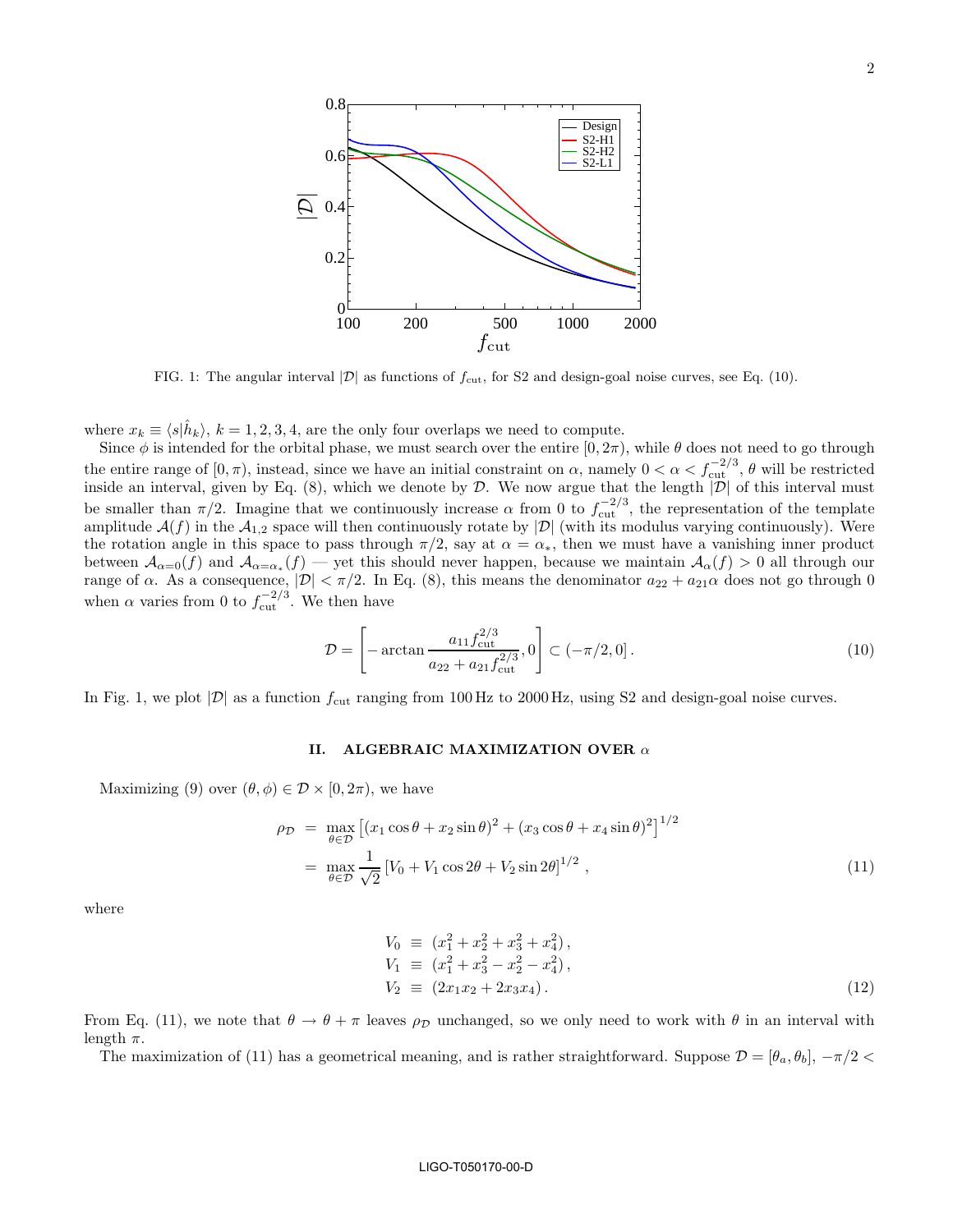FIG. 1: The angular interval $|\mathcal{D}|$ as functions of $f_{\rm cut}$, for S2 and design-goal noise curves, see Eq. (10).

where $x_k \equiv \langle s|\hat{h}_k\rangle$, $k = 1, 2, 3, 4$, are the only four overlaps we need to compute.

Since $\phi$ is intended for the orbital phase, we must search over the entire $[0, 2\pi)$, while $\theta$ does not need to go through the entire range of $[0, \pi)$, instead, since we have an initial constraint on $\alpha$, namely $0 < \alpha < f_{\rm cut}^{-2/3}$, $\theta$ will be restricted inside an interval, given by Eq. (8), which we denote by $\mathcal{D}$. We now argue that the length $|\mathcal{D}|$ of this interval must be smaller than $\pi/2$. Imagine that we continuously increase $\alpha$ from 0 to $f_{\rm cut}^{-2/3}$, the representation of the template amplitude $\mathcal{A}(f)$ in the $\mathcal{A}_{1,2}$ space will then continuously rotate by $|\mathcal{D}|$ (with its modulus varying continuously). Were the rotation angle in this space to pass through $\pi/2$, say at $\alpha = \alpha_*$, then we must have a vanishing inner product between $\mathcal{A}_{\alpha=0}(f)$ and $\mathcal{A}_{\alpha=\alpha_*}(f)$ — yet this should never happen, because we maintain $\mathcal{A}_\alpha(f) > 0$ all through our range of $\alpha$. As a consequence, $|\mathcal{D}| < \pi/2$. In Eq. (8), this means the denominator $a_{22} + a_{21}\alpha$ does not go through 0 when $\alpha$ varies from 0 to $f_{\rm cut}^{-2/3}$. We then have

$$\mathcal{D} = \left[-\arctan\frac{a_{11} f_{\rm cut}^{2/3}}{a_{22} + a_{21} f_{\rm cut}^{2/3}}, 0\right] \subset (-\pi/2, 0]\,. \tag{10}$$

In Fig. 1, we plot $|\mathcal{D}|$ as a function $f_{\rm cut}$ ranging from 100 Hz to 2000 Hz, using S2 and design-goal noise curves.

## II. ALGEBRAIC MAXIMIZATION OVER $\alpha$

Maximizing (9) over $(\theta, \phi) \in \mathcal{D} \times [0, 2\pi)$, we have

$$\begin{aligned}
\rho_{\mathcal{D}} &= \max_{\theta\in\mathcal{D}} \left[(x_1\cos\theta + x_2\sin\theta)^2 + (x_3\cos\theta + x_4\sin\theta)^2\right]^{1/2} \\
&= \max_{\theta\in\mathcal{D}} \frac{1}{\sqrt{2}}\left[V_0 + V_1\cos 2\theta + V_2\sin 2\theta\right]^{1/2}\,,
\end{aligned} \tag{11}$$

where

$$\begin{aligned}
V_0 &\equiv (x_1^2 + x_2^2 + x_3^2 + x_4^2)\,, \\
V_1 &\equiv (x_1^2 + x_3^2 - x_2^2 - x_4^2)\,, \\
V_2 &\equiv (2x_1x_2 + 2x_3x_4)\,.
\end{aligned} \tag{12}$$

From Eq. (11), we note that $\theta \to \theta + \pi$ leaves $\rho_{\mathcal{D}}$ unchanged, so we only need to work with $\theta$ in an interval with length $\pi$.

The maximization of (11) has a geometrical meaning, and is rather straightforward. Suppose $\mathcal{D} = [\theta_a, \theta_b]$, $-\pi/2 <$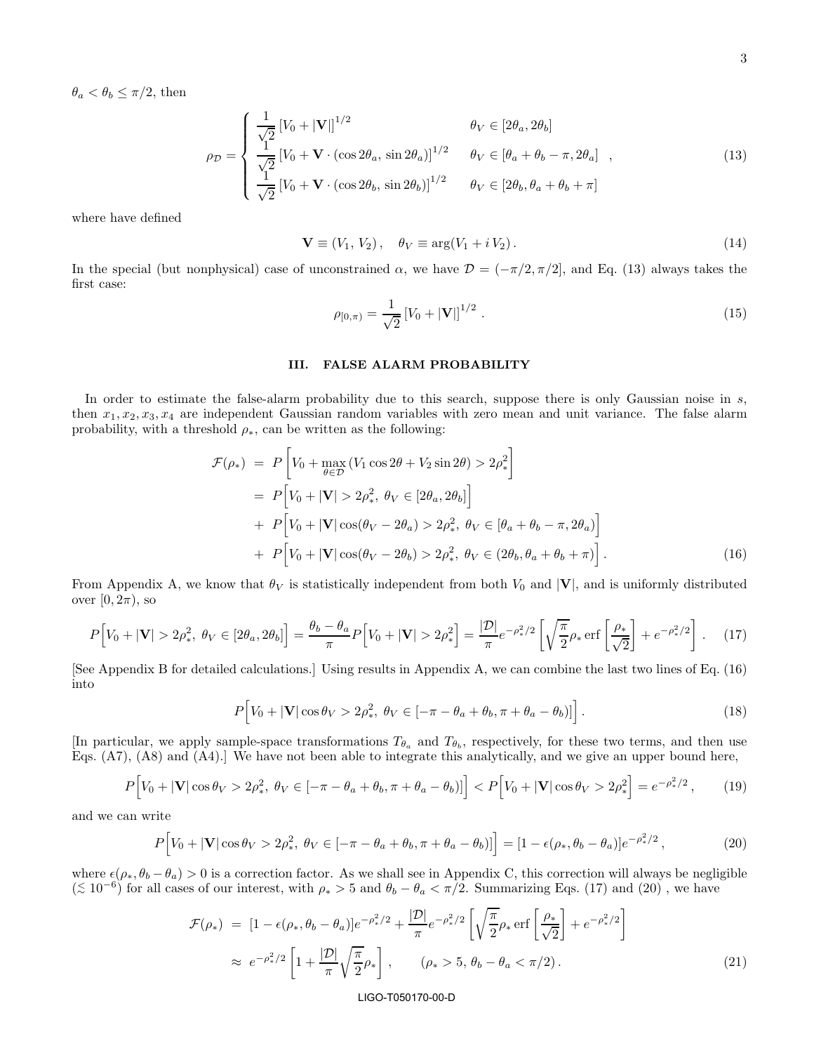$\theta_a < \theta_b \le \pi/2$, then

$$
\rho_{\mathcal{D}} = \begin{cases} \dfrac{1}{\sqrt{2}} \left[V_0 + |\mathbf{V}|\right]^{1/2} & \theta_V \in [2\theta_a, 2\theta_b] \\ \dfrac{1}{\sqrt{2}} \left[V_0 + \mathbf{V} \cdot (\cos 2\theta_a,\, \sin 2\theta_a)\right]^{1/2} & \theta_V \in [\theta_a + \theta_b - \pi, 2\theta_a] \\ \dfrac{1}{\sqrt{2}} \left[V_0 + \mathbf{V} \cdot (\cos 2\theta_b,\, \sin 2\theta_b)\right]^{1/2} & \theta_V \in [2\theta_b, \theta_a + \theta_b + \pi] \end{cases} , \tag{13}
$$

where have defined

$$
\mathbf{V} \equiv (V_1,\, V_2)\,, \quad \theta_V \equiv \arg(V_1 + i\, V_2)\,. \tag{14}
$$

In the special (but nonphysical) case of unconstrained $\alpha$, we have $\mathcal{D} = (-\pi/2, \pi/2]$, and Eq. (13) always takes the first case:

$$
\rho_{[0,\pi)} = \frac{1}{\sqrt{2}} \left[V_0 + |\mathbf{V}|\right]^{1/2} . \tag{15}
$$

## III. FALSE ALARM PROBABILITY

In order to estimate the false-alarm probability due to this search, suppose there is only Gaussian noise in $s$, then $x_1, x_2, x_3, x_4$ are independent Gaussian random variables with zero mean and unit variance. The false alarm probability, with a threshold $\rho_*$, can be written as the following:

$$
\begin{aligned}
\mathcal{F}(\rho_*) &= P\Big[V_0 + \max_{\theta\in\mathcal{D}} (V_1 \cos 2\theta + V_2 \sin 2\theta) > 2\rho_*^2\Big] \\
&= P\Big[V_0 + |\mathbf{V}| > 2\rho_*^2,\ \theta_V \in [2\theta_a, 2\theta_b]\Big] \\
&+ P\Big[V_0 + |\mathbf{V}| \cos(\theta_V - 2\theta_a) > 2\rho_*^2,\ \theta_V \in [\theta_a + \theta_b - \pi, 2\theta_a)\Big] \\
&+ P\Big[V_0 + |\mathbf{V}| \cos(\theta_V - 2\theta_b) > 2\rho_*^2,\ \theta_V \in (2\theta_b, \theta_a + \theta_b + \pi)\Big] .
\end{aligned} \tag{16}
$$

From Appendix A, we know that $\theta_V$ is statistically independent from both $V_0$ and $|\mathbf{V}|$, and is uniformly distributed over $[0, 2\pi)$, so

$$
P\Big[V_0 + |\mathbf{V}| > 2\rho_*^2,\ \theta_V \in [2\theta_a, 2\theta_b]\Big] = \frac{\theta_b - \theta_a}{\pi} P\Big[V_0 + |\mathbf{V}| > 2\rho_*^2\Big] = \frac{|\mathcal{D}|}{\pi} e^{-\rho_*^2/2} \left[\sqrt{\frac{\pi}{2}} \rho_* \,\mathrm{erf}\left[\frac{\rho_*}{\sqrt{2}}\right] + e^{-\rho_*^2/2}\right] . \tag{17}
$$

[See Appendix B for detailed calculations.] Using results in Appendix A, we can combine the last two lines of Eq. (16) into

$$
P\Big[V_0 + |\mathbf{V}| \cos\theta_V > 2\rho_*^2,\ \theta_V \in [-\pi - \theta_a + \theta_b, \pi + \theta_a - \theta_b)\Big] . \tag{18}
$$

[In particular, we apply sample-space transformations $T_{\theta_a}$ and $T_{\theta_b}$, respectively, for these two terms, and then use Eqs. (A7), (A8) and (A4).] We have not been able to integrate this analytically, and we give an upper bound here,

$$
P\Big[V_0 + |\mathbf{V}| \cos\theta_V > 2\rho_*^2,\ \theta_V \in [-\pi - \theta_a + \theta_b, \pi + \theta_a - \theta_b)\Big] < P\Big[V_0 + |\mathbf{V}| \cos\theta_V > 2\rho_*^2\Big] = e^{-\rho_*^2/2} , \tag{19}
$$

and we can write

$$
P\Big[V_0 + |\mathbf{V}| \cos\theta_V > 2\rho_*^2,\ \theta_V \in [-\pi - \theta_a + \theta_b, \pi + \theta_a - \theta_b)\Big] = [1 - \epsilon(\rho_*, \theta_b - \theta_a)] e^{-\rho_*^2/2} , \tag{20}
$$

where $\epsilon(\rho_*, \theta_b - \theta_a) > 0$ is a correction factor. As we shall see in Appendix C, this correction will always be negligible ($\lesssim 10^{-6}$) for all cases of our interest, with $\rho_* > 5$ and $\theta_b - \theta_a < \pi/2$. Summarizing Eqs. (17) and (20) , we have

$$
\begin{aligned}
\mathcal{F}(\rho_*) &= [1 - \epsilon(\rho_*, \theta_b - \theta_a)] e^{-\rho_*^2/2} + \frac{|\mathcal{D}|}{\pi} e^{-\rho_*^2/2} \left[\sqrt{\frac{\pi}{2}} \rho_* \,\mathrm{erf}\left[\frac{\rho_*}{\sqrt{2}}\right] + e^{-\rho_*^2/2}\right] \\
&\approx e^{-\rho_*^2/2} \left[1 + \frac{|\mathcal{D}|}{\pi} \sqrt{\frac{\pi}{2}} \rho_*\right] , \qquad (\rho_* > 5,\ \theta_b - \theta_a < \pi/2) .
\end{aligned} \tag{21}
$$

LIGO-T050170-00-D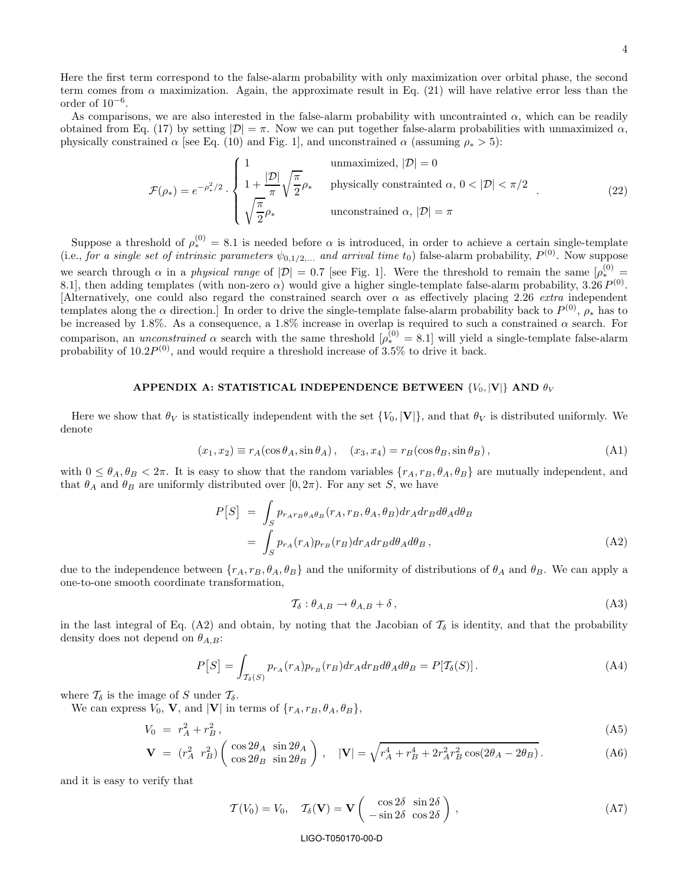Here the first term correspond to the false-alarm probability with only maximization over orbital phase, the second term comes from $\alpha$ maximization. Again, the approximate result in Eq. (21) will have relative error less than the order of $10^{-6}$.

As comparisons, we are also interested in the false-alarm probability with uncontrainted $\alpha$, which can be readily obtained from Eq. (17) by setting $|\mathcal{D}| = \pi$. Now we can put together false-alarm probabilities with unmaximized $\alpha$, physically constrained $\alpha$ [see Eq. (10) and Fig. 1], and unconstrained $\alpha$ (assuming $\rho_* > 5$):

$$
\mathcal{F}(\rho_*) = e^{-\rho_*^2/2} \cdot \begin{cases} 1 & \text{unmaximized, } |\mathcal{D}| = 0 \\ 1 + \dfrac{|\mathcal{D}|}{\pi}\sqrt{\dfrac{\pi}{2}}\rho_* & \text{physically constrainted } \alpha\text{, } 0 < |\mathcal{D}| < \pi/2 \\ \sqrt{\dfrac{\pi}{2}}\rho_* & \text{unconstrained } \alpha\text{, } |\mathcal{D}| = \pi \end{cases} . \tag{22}
$$

Suppose a threshold of $\rho_*^{(0)} = 8.1$ is needed before $\alpha$ is introduced, in order to achieve a certain single-template (i.e., *for a single set of intrinsic parameters $\psi_{0,1/2,\ldots}$ and arrival time $t_0$*) false-alarm probability, $P^{(0)}$. Now suppose we search through $\alpha$ in a *physical range* of $|\mathcal{D}| = 0.7$ [see Fig. 1]. Were the threshold to remain the same [$\rho_*^{(0)} = 8.1$], then adding templates (with non-zero $\alpha$) would give a higher single-template false-alarm probability, $3.26\,P^{(0)}$. [Alternatively, one could also regard the constrained search over $\alpha$ as effectively placing 2.26 *extra* independent templates along the $\alpha$ direction.] In order to drive the single-template false-alarm probability back to $P^{(0)}$, $\rho_*$ has to be increased by 1.8%. As a consequence, a 1.8% increase in overlap is required to such a constrained $\alpha$ search. For comparison, an *unconstrained* $\alpha$ search with the same threshold [$\rho_*^{(0)} = 8.1$] will yield a single-template false-alarm probability of $10.2P^{(0)}$, and would require a threshold increase of 3.5% to drive it back.

## APPENDIX A: STATISTICAL INDEPENDENCE BETWEEN $\{V_0, |\mathbf{V}|\}$ AND $\theta_V$

Here we show that $\theta_V$ is statistically independent with the set $\{V_0, |\mathbf{V}|\}$, and that $\theta_V$ is distributed uniformly. We denote

$$
(x_1, x_2) \equiv r_A(\cos\theta_A, \sin\theta_A)\,, \quad (x_3, x_4) = r_B(\cos\theta_B, \sin\theta_B)\,, \tag{A1}
$$

with $0 \le \theta_A, \theta_B < 2\pi$. It is easy to show that the random variables $\{r_A, r_B, \theta_A, \theta_B\}$ are mutually independent, and that $\theta_A$ and $\theta_B$ are uniformly distributed over $[0, 2\pi)$. For any set $S$, we have

$$
\begin{aligned}
P\big[S\big] &= \int_S p_{r_A r_B \theta_A \theta_B}(r_A, r_B, \theta_A, \theta_B)\, dr_A dr_B d\theta_A d\theta_B \\
&= \int_S p_{r_A}(r_A) p_{r_B}(r_B)\, dr_A dr_B d\theta_A d\theta_B\,,
\end{aligned} \tag{A2}
$$

due to the independence between $\{r_A, r_B, \theta_A, \theta_B\}$ and the uniformity of distributions of $\theta_A$ and $\theta_B$. We can apply a one-to-one smooth coordinate transformation,

$$
\mathcal{T}_\delta : \theta_{A,B} \to \theta_{A,B} + \delta\,, \tag{A3}
$$

in the last integral of Eq. (A2) and obtain, by noting that the Jacobian of $\mathcal{T}_\delta$ is identity, and that the probability density does not depend on $\theta_{A,B}$:

$$
P\big[S\big] = \int_{\mathcal{T}_\delta(S)} p_{r_A}(r_A) p_{r_B}(r_B)\, dr_A dr_B d\theta_A d\theta_B = P[\mathcal{T}_\delta(S)]\,. \tag{A4}
$$

where $\mathcal{T}_\delta$ is the image of $S$ under $\mathcal{T}_\delta$.

We can express $V_0$, $\mathbf{V}$, and $|\mathbf{V}|$ in terms of $\{r_A, r_B, \theta_A, \theta_B\}$,

$$
V_0 = r_A^2 + r_B^2\,, \tag{A5}
$$

$$
\mathbf{V} = (r_A^2 \;\; r_B^2) \begin{pmatrix} \cos 2\theta_A & \sin 2\theta_A \\ \cos 2\theta_B & \sin 2\theta_B \end{pmatrix}\,, \quad |\mathbf{V}| = \sqrt{r_A^4 + r_B^4 + 2r_A^2 r_B^2 \cos(2\theta_A - 2\theta_B)}\,. \tag{A6}
$$

and it is easy to verify that

$$
\mathcal{T}(V_0) = V_0, \quad \mathcal{T}_\delta(\mathbf{V}) = \mathbf{V} \begin{pmatrix} \cos 2\delta & \sin 2\delta \\ -\sin 2\delta & \cos 2\delta \end{pmatrix}\,, \tag{A7}
$$

LIGO-T050170-00-D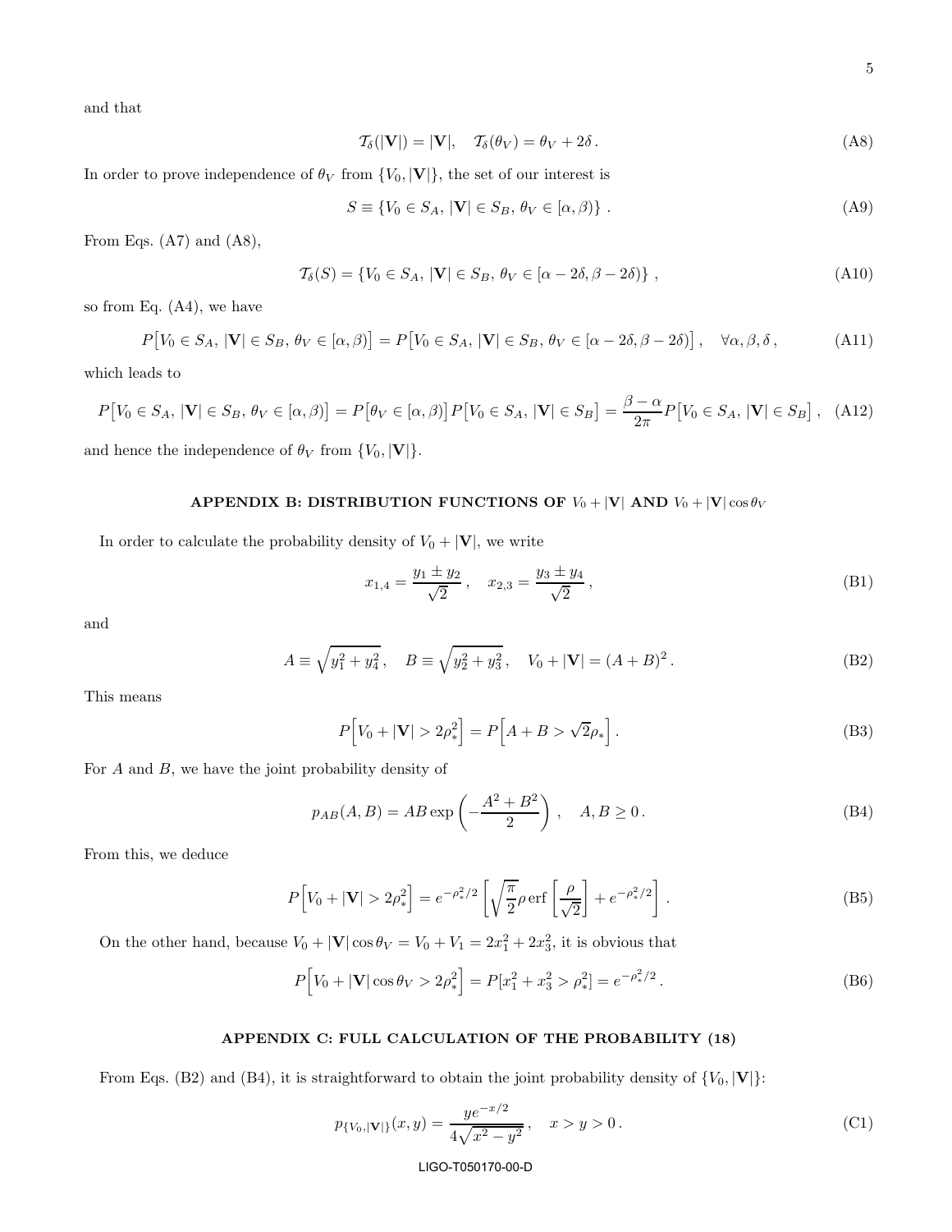and that

$$\mathcal{T}_\delta(|\mathbf{V}|) = |\mathbf{V}|, \quad \mathcal{T}_\delta(\theta_V) = \theta_V + 2\delta \,. \tag{A8}$$

In order to prove independence of $\theta_V$ from $\{V_0, |\mathbf{V}|\}$, the set of our interest is

$$S \equiv \{V_0 \in S_A,\, |\mathbf{V}| \in S_B,\, \theta_V \in [\alpha, \beta)\} \,. \tag{A9}$$

From Eqs. (A7) and (A8),

$$\mathcal{T}_\delta(S) = \{V_0 \in S_A,\, |\mathbf{V}| \in S_B,\, \theta_V \in [\alpha - 2\delta, \beta - 2\delta)\} \,, \tag{A10}$$

so from Eq. (A4), we have

$$P\big[V_0 \in S_A,\, |\mathbf{V}| \in S_B,\, \theta_V \in [\alpha, \beta)\big] = P\big[V_0 \in S_A,\, |\mathbf{V}| \in S_B,\, \theta_V \in [\alpha - 2\delta, \beta - 2\delta)\big] \,, \quad \forall \alpha, \beta, \delta \,, \tag{A11}$$

which leads to

$$P\big[V_0 \in S_A,\, |\mathbf{V}| \in S_B,\, \theta_V \in [\alpha, \beta)\big] = P\big[\theta_V \in [\alpha, \beta)\big] P\big[V_0 \in S_A,\, |\mathbf{V}| \in S_B\big] = \frac{\beta - \alpha}{2\pi} P\big[V_0 \in S_A,\, |\mathbf{V}| \in S_B\big] \,, \tag{A12}$$

and hence the independence of $\theta_V$ from $\{V_0, |\mathbf{V}|\}$.

## APPENDIX B: DISTRIBUTION FUNCTIONS OF $V_0 + |\mathbf{V}|$ AND $V_0 + |\mathbf{V}| \cos\theta_V$

In order to calculate the probability density of $V_0 + |\mathbf{V}|$, we write

$$x_{1,4} = \frac{y_1 \pm y_2}{\sqrt{2}} \,, \quad x_{2,3} = \frac{y_3 \pm y_4}{\sqrt{2}} \,, \tag{B1}$$

and

$$A \equiv \sqrt{y_1^2 + y_4^2} \,, \quad B \equiv \sqrt{y_2^2 + y_3^2} \,, \quad V_0 + |\mathbf{V}| = (A + B)^2 \,. \tag{B2}$$

This means

$$P\Big[V_0 + |\mathbf{V}| > 2\rho_*^2\Big] = P\Big[A + B > \sqrt{2}\rho_*\Big] \,. \tag{B3}$$

For $A$ and $B$, we have the joint probability density of

$$p_{AB}(A, B) = AB \exp\left(-\frac{A^2 + B^2}{2}\right) \,, \quad A, B \geq 0 \,. \tag{B4}$$

From this, we deduce

$$P\Big[V_0 + |\mathbf{V}| > 2\rho_*^2\Big] = e^{-\rho_*^2/2} \left[\sqrt{\frac{\pi}{2}} \rho \,\mathrm{erf}\left[\frac{\rho}{\sqrt{2}}\right] + e^{-\rho_*^2/2}\right] \,. \tag{B5}$$

On the other hand, because $V_0 + |\mathbf{V}| \cos\theta_V = V_0 + V_1 = 2x_1^2 + 2x_3^2$, it is obvious that

$$P\Big[V_0 + |\mathbf{V}| \cos\theta_V > 2\rho_*^2\Big] = P[x_1^2 + x_3^2 > \rho_*^2] = e^{-\rho_*^2/2} \,. \tag{B6}$$

## APPENDIX C: FULL CALCULATION OF THE PROBABILITY (18)

From Eqs. (B2) and (B4), it is straightforward to obtain the joint probability density of $\{V_0, |\mathbf{V}|\}$:

$$p_{\{V_0, |\mathbf{V}|\}}(x, y) = \frac{y e^{-x/2}}{4\sqrt{x^2 - y^2}} \,, \quad x > y > 0 \,. \tag{C1}$$

LIGO-T050170-00-D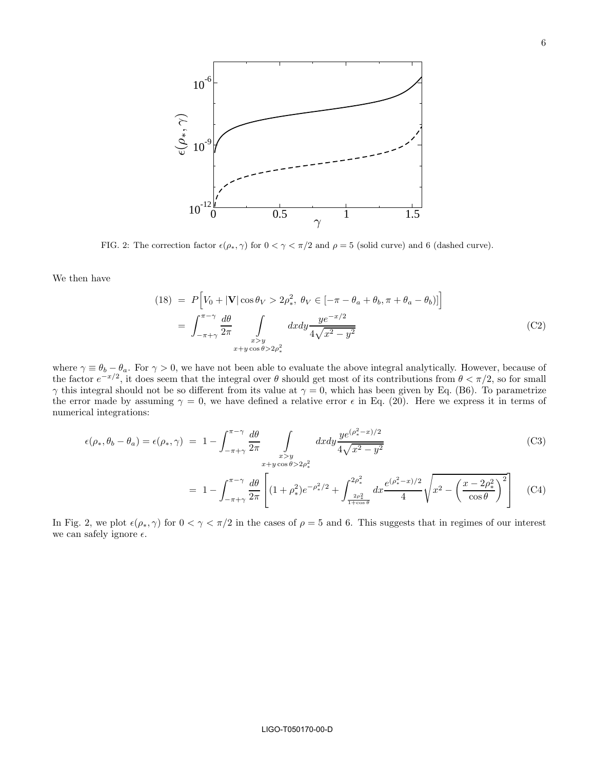$10^{-6}$

$10^{-9}$

$10^{-12}$

$\epsilon(\rho_*, \gamma)$

0

0.5

1

1.5

$\gamma$

FIG. 2: The correction factor $\epsilon(\rho_*, \gamma)$ for $0 < \gamma < \pi/2$ and $\rho = 5$ (solid curve) and 6 (dashed curve).

We then have

$$
\begin{aligned}
(18) &= P\Big[V_0 + |\mathbf{V}|\cos\theta_V > 2\rho_*^2,\ \theta_V \in [-\pi - \theta_a + \theta_b, \pi + \theta_a - \theta_b)]\Big] \\
&= \int_{-\pi+\gamma}^{\pi-\gamma} \frac{d\theta}{2\pi} \int\limits_{\substack{x>y \\ x+y\cos\theta > 2\rho_*^2}} dxdy \frac{ye^{-x/2}}{4\sqrt{x^2-y^2}}
\end{aligned}
\tag{C2}
$$

where $\gamma \equiv \theta_b - \theta_a$. For $\gamma > 0$, we have not been able to evaluate the above integral analytically. However, because of the factor $e^{-x/2}$, it does seem that the integral over $\theta$ should get most of its contributions from $\theta < \pi/2$, so for small $\gamma$ this integral should not be so different from its value at $\gamma = 0$, which has been given by Eq. (B6). To parametrize the error made by assuming $\gamma = 0$, we have defined a relative error $\epsilon$ in Eq. (20). Here we express it in terms of numerical integrations:

$$
\epsilon(\rho_*, \theta_b - \theta_a) = \epsilon(\rho_*, \gamma) = 1 - \int_{-\pi+\gamma}^{\pi-\gamma} \frac{d\theta}{2\pi} \int\limits_{\substack{x>y \\ x+y\cos\theta > 2\rho_*^2}} dxdy \frac{ye^{(\rho_*^2 - x)/2}}{4\sqrt{x^2-y^2}}
\tag{C3}
$$

$$
= 1 - \int_{-\pi+\gamma}^{\pi-\gamma} \frac{d\theta}{2\pi} \left[ (1+\rho_*^2)e^{-\rho_*^2/2} + \int_{\frac{2\rho_*^2}{1+\cos\theta}}^{2\rho_*^2} dx \frac{e^{(\rho_*^2 - x)/2}}{4} \sqrt{x^2 - \left(\frac{x - 2\rho_*^2}{\cos\theta}\right)^2} \right]
\tag{C4}
$$

In Fig. 2, we plot $\epsilon(\rho_*, \gamma)$ for $0 < \gamma < \pi/2$ in the cases of $\rho = 5$ and 6. This suggests that in regimes of our interest we can safely ignore $\epsilon$.

LIGO-T050170-00-D